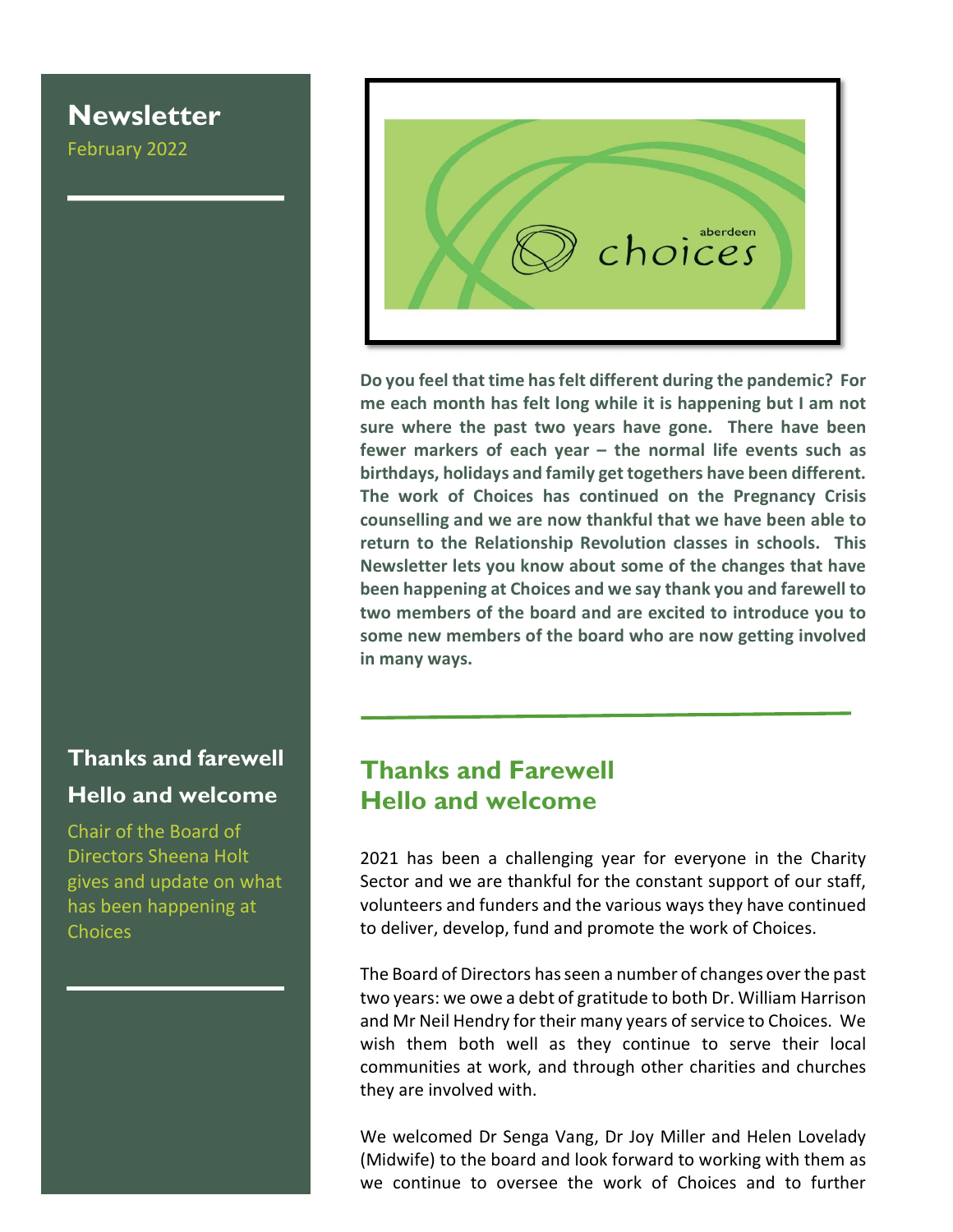# Newsletter

February 2022

**Do you feel that time has felt different during the pandemic? For me each month has felt long while it is happening but I am not sure where the past two years have gone. There have been fewer markers of each year – the normal life events such as birthdays, holidays and family get togethers have been different. The work of Choices has continued on the Pregnancy Crisis counselling and we are now thankful that we have been able to return to the Relationship Revolution classes in schools. This Newsletter lets you know about some of the changes that have been happening at Choices and we say thank you and farewell to two members of the board and are excited to introduce you to some new members of the board who are now getting involved in many ways.**

### Thanks and farewell
### Hello and welcome

Chair of the Board of Directors Sheena Holt gives and update on what has been happening at Choices

## Thanks and Farewell
## Hello and welcome

2021 has been a challenging year for everyone in the Charity Sector and we are thankful for the constant support of our staff, volunteers and funders and the various ways they have continued to deliver, develop, fund and promote the work of Choices.

The Board of Directors has seen a number of changes over the past two years: we owe a debt of gratitude to both Dr. William Harrison and Mr Neil Hendry for their many years of service to Choices. We wish them both well as they continue to serve their local communities at work, and through other charities and churches they are involved with.

We welcomed Dr Senga Vang, Dr Joy Miller and Helen Lovelady (Midwife) to the board and look forward to working with them as we continue to oversee the work of Choices and to further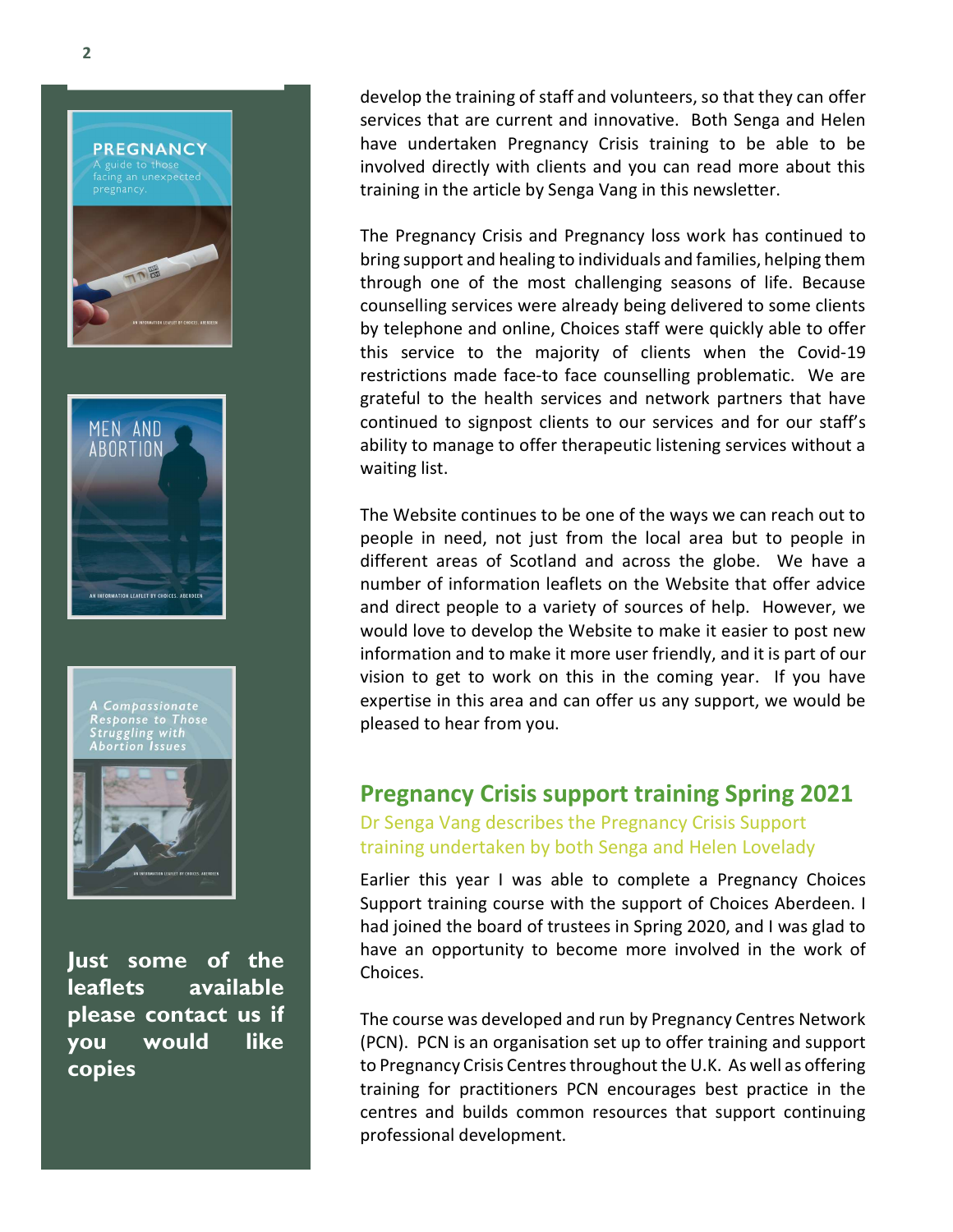develop the training of staff and volunteers, so that they can offer services that are current and innovative. Both Senga and Helen have undertaken Pregnancy Crisis training to be able to be involved directly with clients and you can read more about this training in the article by Senga Vang in this newsletter.

The Pregnancy Crisis and Pregnancy loss work has continued to bring support and healing to individuals and families, helping them through one of the most challenging seasons of life. Because counselling services were already being delivered to some clients by telephone and online, Choices staff were quickly able to offer this service to the majority of clients when the Covid-19 restrictions made face-to face counselling problematic. We are grateful to the health services and network partners that have continued to signpost clients to our services and for our staff's ability to manage to offer therapeutic listening services without a waiting list.

The Website continues to be one of the ways we can reach out to people in need, not just from the local area but to people in different areas of Scotland and across the globe. We have a number of information leaflets on the Website that offer advice and direct people to a variety of sources of help. However, we would love to develop the Website to make it easier to post new information and to make it more user friendly, and it is part of our vision to get to work on this in the coming year. If you have expertise in this area and can offer us any support, we would be pleased to hear from you.

**Just some of the leaflets available please contact us if you would like copies**

## Pregnancy Crisis support training Spring 2021

Dr Senga Vang describes the Pregnancy Crisis Support training undertaken by both Senga and Helen Lovelady

Earlier this year I was able to complete a Pregnancy Choices Support training course with the support of Choices Aberdeen. I had joined the board of trustees in Spring 2020, and I was glad to have an opportunity to become more involved in the work of Choices.

The course was developed and run by Pregnancy Centres Network (PCN). PCN is an organisation set up to offer training and support to Pregnancy Crisis Centres throughout the U.K. As well as offering training for practitioners PCN encourages best practice in the centres and builds common resources that support continuing professional development.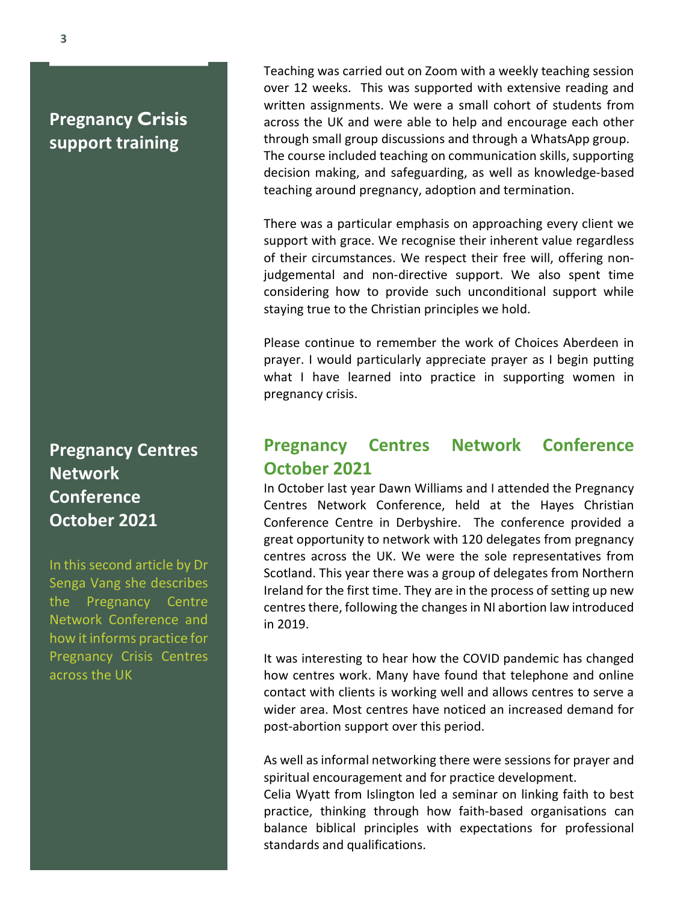## Pregnancy Crisis support training

Teaching was carried out on Zoom with a weekly teaching session over 12 weeks. This was supported with extensive reading and written assignments. We were a small cohort of students from across the UK and were able to help and encourage each other through small group discussions and through a WhatsApp group. The course included teaching on communication skills, supporting decision making, and safeguarding, as well as knowledge-based teaching around pregnancy, adoption and termination.

There was a particular emphasis on approaching every client we support with grace. We recognise their inherent value regardless of their circumstances. We respect their free will, offering non-judgemental and non-directive support. We also spent time considering how to provide such unconditional support while staying true to the Christian principles we hold.

Please continue to remember the work of Choices Aberdeen in prayer. I would particularly appreciate prayer as I begin putting what I have learned into practice in supporting women in pregnancy crisis.

## Pregnancy Centres Network Conference October 2021

In this second article by Dr Senga Vang she describes the Pregnancy Centre Network Conference and how it informs practice for Pregnancy Crisis Centres across the UK

In October last year Dawn Williams and I attended the Pregnancy Centres Network Conference, held at the Hayes Christian Conference Centre in Derbyshire. The conference provided a great opportunity to network with 120 delegates from pregnancy centres across the UK. We were the sole representatives from Scotland. This year there was a group of delegates from Northern Ireland for the first time. They are in the process of setting up new centres there, following the changes in NI abortion law introduced in 2019.

It was interesting to hear how the COVID pandemic has changed how centres work. Many have found that telephone and online contact with clients is working well and allows centres to serve a wider area. Most centres have noticed an increased demand for post-abortion support over this period.

As well as informal networking there were sessions for prayer and spiritual encouragement and for practice development.
Celia Wyatt from Islington led a seminar on linking faith to best practice, thinking through how faith-based organisations can balance biblical principles with expectations for professional standards and qualifications.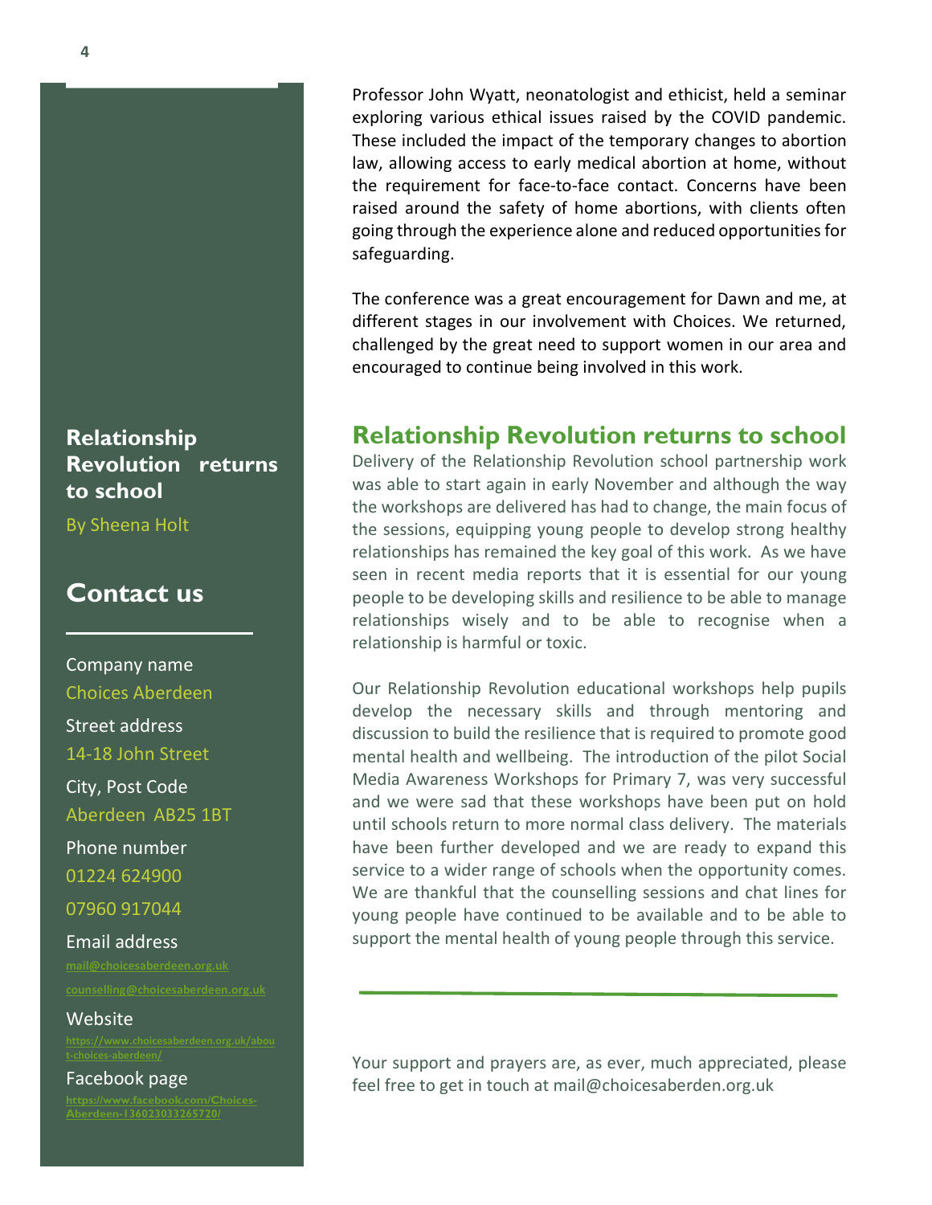Professor John Wyatt, neonatologist and ethicist, held a seminar exploring various ethical issues raised by the COVID pandemic. These included the impact of the temporary changes to abortion law, allowing access to early medical abortion at home, without the requirement for face-to-face contact. Concerns have been raised around the safety of home abortions, with clients often going through the experience alone and reduced opportunities for safeguarding.

The conference was a great encouragement for Dawn and me, at different stages in our involvement with Choices. We returned, challenged by the great need to support women in our area and encouraged to continue being involved in this work.

**Relationship Revolution returns to school**

By Sheena Holt

## Relationship Revolution returns to school

Delivery of the Relationship Revolution school partnership work was able to start again in early November and although the way the workshops are delivered has had to change, the main focus of the sessions, equipping young people to develop strong healthy relationships has remained the key goal of this work. As we have seen in recent media reports that it is essential for our young people to be developing skills and resilience to be able to manage relationships wisely and to be able to recognise when a relationship is harmful or toxic.

Our Relationship Revolution educational workshops help pupils develop the necessary skills and through mentoring and discussion to build the resilience that is required to promote good mental health and wellbeing. The introduction of the pilot Social Media Awareness Workshops for Primary 7, was very successful and we were sad that these workshops have been put on hold until schools return to more normal class delivery. The materials have been further developed and we are ready to expand this service to a wider range of schools when the opportunity comes. We are thankful that the counselling sessions and chat lines for young people have continued to be available and to be able to support the mental health of young people through this service.

---

Your support and prayers are, as ever, much appreciated, please feel free to get in touch at mail@choicesaberden.org.uk

## Contact us

Company name

Choices Aberdeen

Street address

14-18 John Street

City, Post Code

Aberdeen AB25 1BT

Phone number

01224 624900

07960 917044

Email address

mail@choicesaberdeen.org.uk

counselling@choicesaberdeen.org.uk

Website

https://www.choicesaberdeen.org.uk/about-choices-aberdeen/

Facebook page

https://www.facebook.com/Choices-Aberdeen-136023033265720/